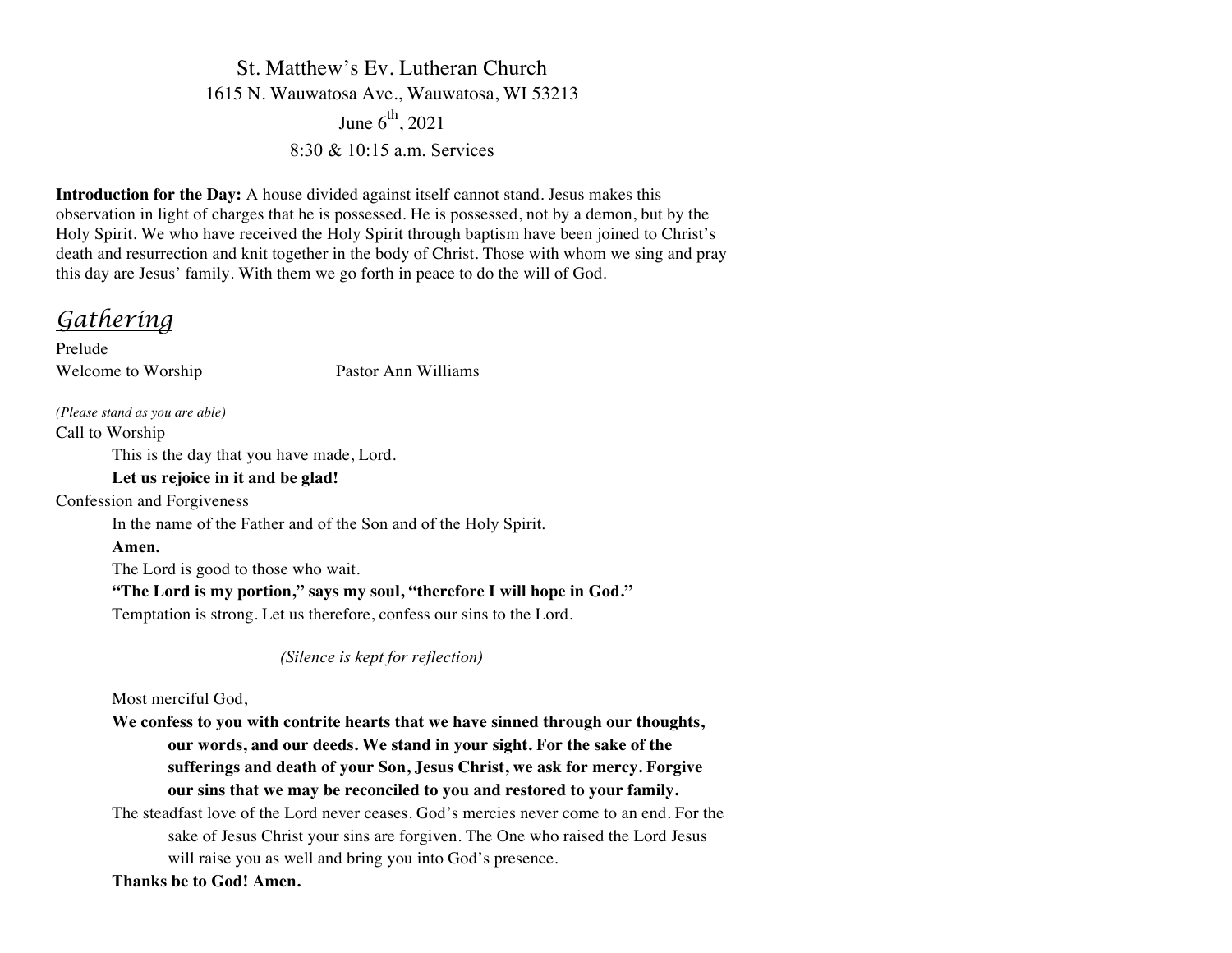St. Matthew's Ev. Lutheran Church

1615 N. Wauwatosa Ave., Wauwatosa, WI 53213

June 6th, 2021

8:30 & 10:15 a.m. Services

**Introduction for the Day:** A house divided against itself cannot stand. Jesus makes this observation in light of charges that he is possessed. He is possessed, not by a demon, but by the Holy Spirit. We who have received the Holy Spirit through baptism have been joined to Christ's death and resurrection and knit together in the body of Christ. Those with whom we sing and pray this day are Jesus' family. With them we go forth in peace to do the will of God.

## *Gathering*

Prelude

Welcome to Worship Pastor Ann Williams

*(Please stand as you are able)*

Call to Worship

This is the day that you have made, Lord.

**Let us rejoice in it and be glad!**

Confession and Forgiveness

In the name of the Father and of the Son and of the Holy Spirit.

**Amen.**

The Lord is good to those who wait.

**"The Lord is my portion," says my soul, "therefore I will hope in God."**

Temptation is strong. Let us therefore, confess our sins to the Lord.

*(Silence is kept for reflection)*

Most merciful God,

**We confess to you with contrite hearts that we have sinned through our thoughts, our words, and our deeds. We stand in your sight. For the sake of the sufferings and death of your Son, Jesus Christ, we ask for mercy. Forgive our sins that we may be reconciled to you and restored to your family.**

The steadfast love of the Lord never ceases. God's mercies never come to an end. For the sake of Jesus Christ your sins are forgiven. The One who raised the Lord Jesus will raise you as well and bring you into God's presence.

**Thanks be to God! Amen.**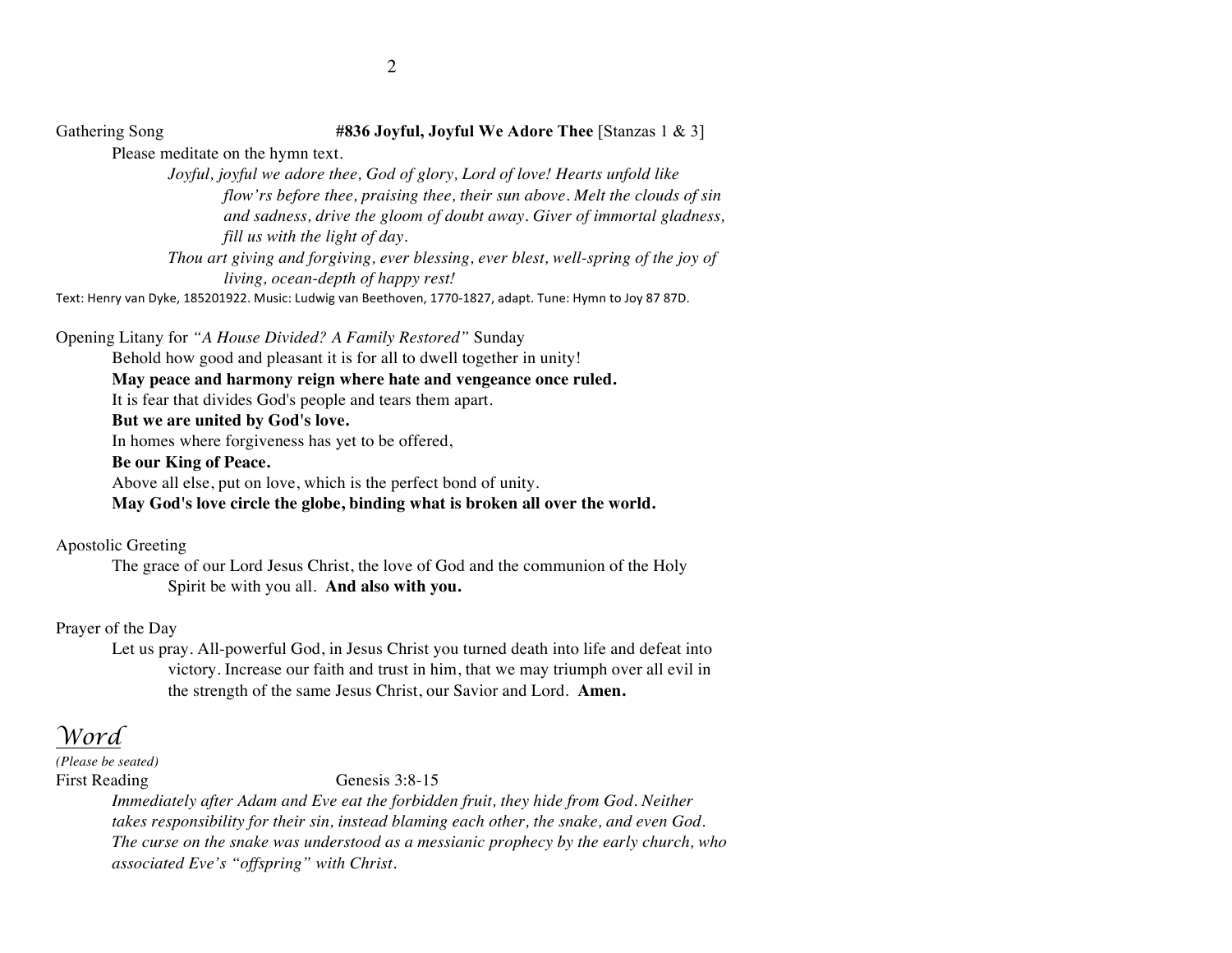Gathering Song **#836 Joyful, Joyful We Adore Thee** [Stanzas 1 & 3]

Please meditate on the hymn text.

*Joyful, joyful we adore thee, God of glory, Lord of love! Hearts unfold like flow'rs before thee, praising thee, their sun above. Melt the clouds of sin and sadness, drive the gloom of doubt away. Giver of immortal gladness, fill us with the light of day.*

*Thou art giving and forgiving, ever blessing, ever blest, well-spring of the joy of living, ocean-depth of happy rest!*

Text: Henry van Dyke, 185201922. Music: Ludwig van Beethoven, 1770-1827, adapt. Tune: Hymn to Joy 87 87D.

Opening Litany for *"A House Divided? A Family Restored"* Sunday

Behold how good and pleasant it is for all to dwell together in unity!

**May peace and harmony reign where hate and vengeance once ruled.**

It is fear that divides God's people and tears them apart.

**But we are united by God's love.**

In homes where forgiveness has yet to be offered,

**Be our King of Peace.**

Above all else, put on love, which is the perfect bond of unity.

**May God's love circle the globe, binding what is broken all over the world.**

Apostolic Greeting

The grace of our Lord Jesus Christ, the love of God and the communion of the Holy Spirit be with you all. **And also with you.**

Prayer of the Day

Let us pray. All-powerful God, in Jesus Christ you turned death into life and defeat into victory. Increase our faith and trust in him, that we may triumph over all evil in the strength of the same Jesus Christ, our Savior and Lord. **Amen.**

## *Word*

*(Please be seated)*

First Reading Genesis 3:8-15

*Immediately after Adam and Eve eat the forbidden fruit, they hide from God. Neither takes responsibility for their sin, instead blaming each other, the snake, and even God. The curse on the snake was understood as a messianic prophecy by the early church, who associated Eve's "offspring" with Christ.*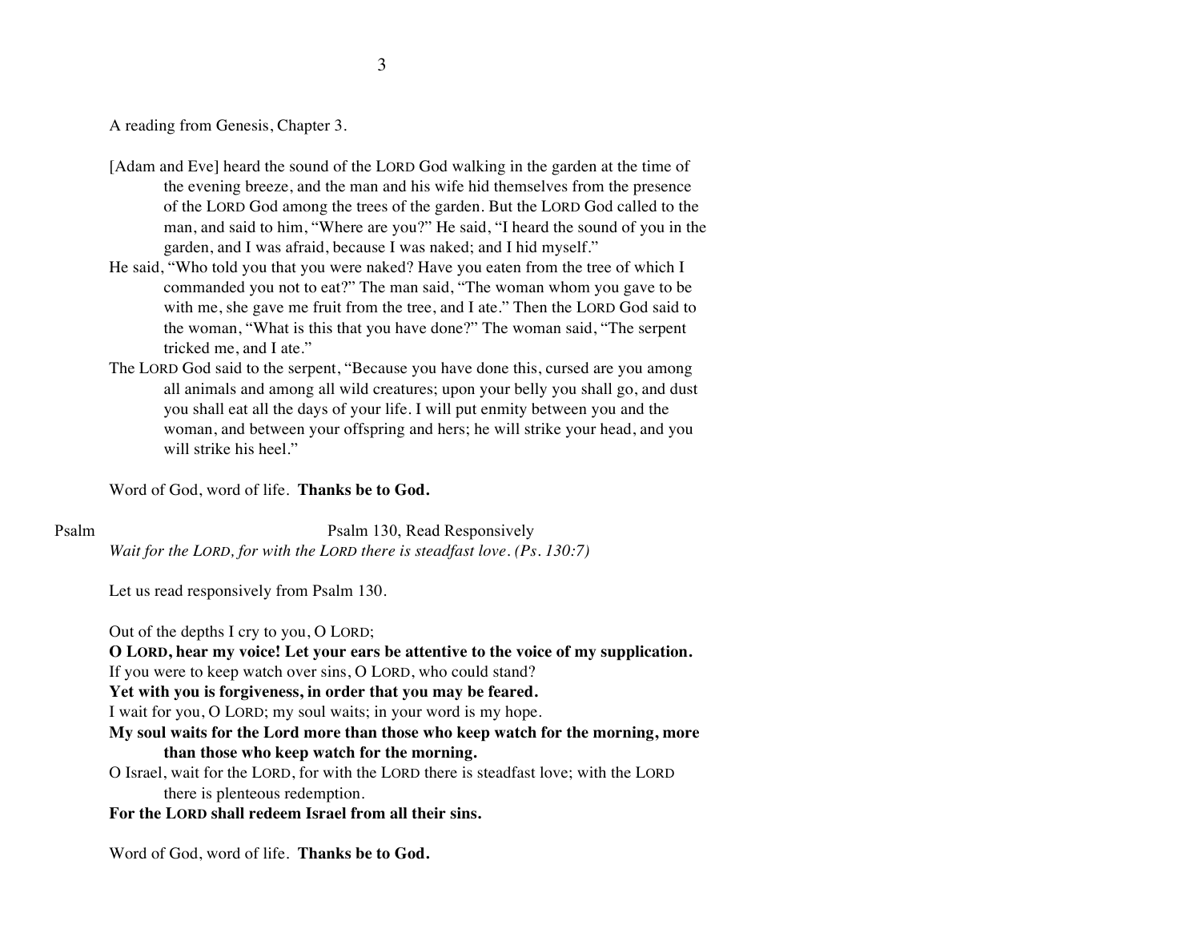A reading from Genesis, Chapter 3.

[Adam and Eve] heard the sound of the LORD God walking in the garden at the time of the evening breeze, and the man and his wife hid themselves from the presence of the LORD God among the trees of the garden. But the LORD God called to the man, and said to him, "Where are you?" He said, "I heard the sound of you in the garden, and I was afraid, because I was naked; and I hid myself."

He said, "Who told you that you were naked? Have you eaten from the tree of which I commanded you not to eat?" The man said, "The woman whom you gave to be with me, she gave me fruit from the tree, and I ate." Then the LORD God said to the woman, "What is this that you have done?" The woman said, "The serpent tricked me, and I ate."

The LORD God said to the serpent, "Because you have done this, cursed are you among all animals and among all wild creatures; upon your belly you shall go, and dust you shall eat all the days of your life. I will put enmity between you and the woman, and between your offspring and hers; he will strike your head, and you will strike his heel."

Word of God, word of life. **Thanks be to God.**

Psalm — Psalm 130, Read Responsively

*Wait for the LORD, for with the LORD there is steadfast love. (Ps. 130:7)*

Let us read responsively from Psalm 130.

Out of the depths I cry to you, O LORD;

**O LORD, hear my voice! Let your ears be attentive to the voice of my supplication.**

If you were to keep watch over sins, O LORD, who could stand?

**Yet with you is forgiveness, in order that you may be feared.**

I wait for you, O LORD; my soul waits; in your word is my hope.

**My soul waits for the Lord more than those who keep watch for the morning, more than those who keep watch for the morning.**

O Israel, wait for the LORD, for with the LORD there is steadfast love; with the LORD there is plenteous redemption.

**For the LORD shall redeem Israel from all their sins.**

Word of God, word of life. **Thanks be to God.**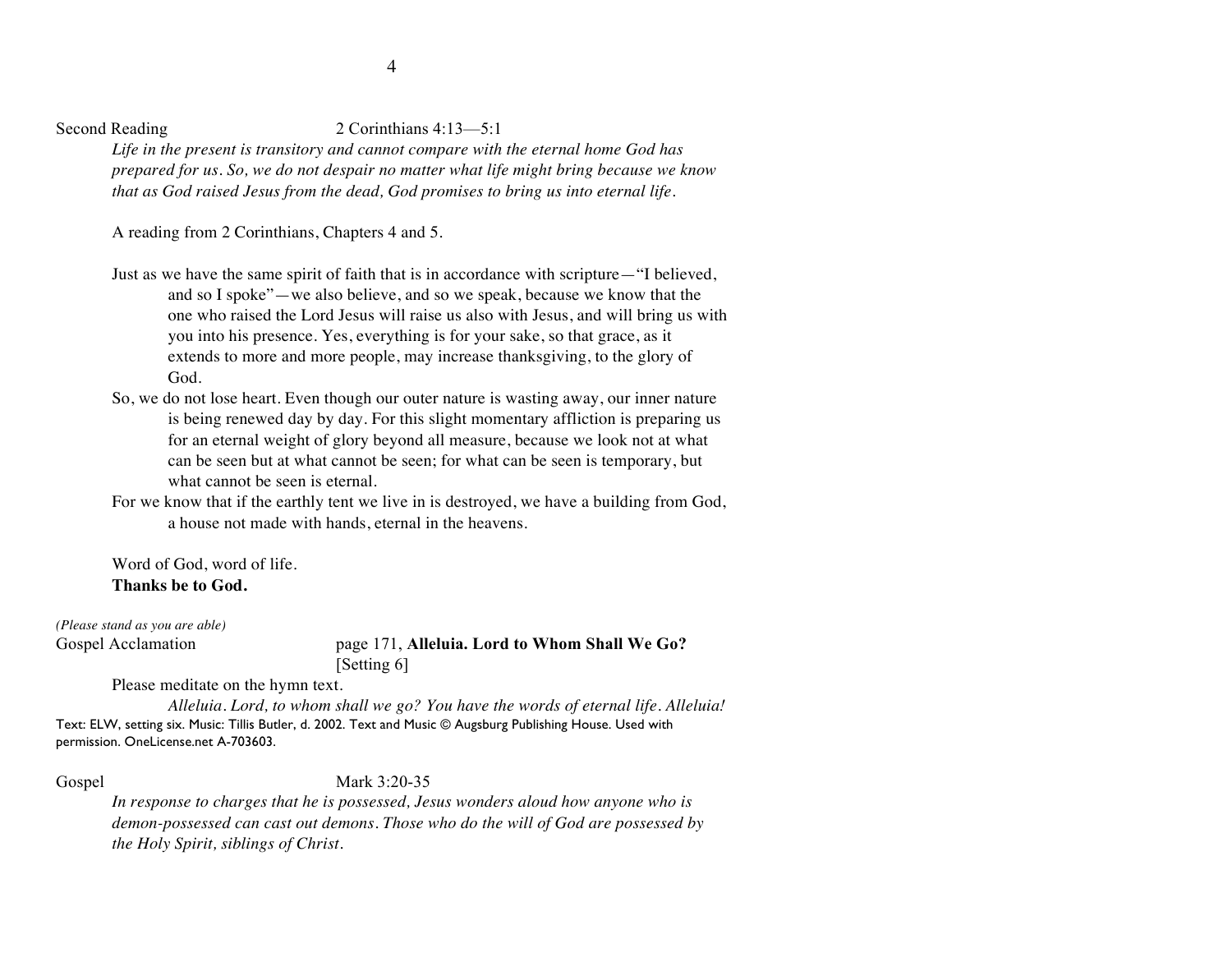Second Reading 2 Corinthians 4:13—5:1

*Life in the present is transitory and cannot compare with the eternal home God has prepared for us. So, we do not despair no matter what life might bring because we know that as God raised Jesus from the dead, God promises to bring us into eternal life.*

A reading from 2 Corinthians, Chapters 4 and 5.

Just as we have the same spirit of faith that is in accordance with scripture—"I believed, and so I spoke"—we also believe, and so we speak, because we know that the one who raised the Lord Jesus will raise us also with Jesus, and will bring us with you into his presence. Yes, everything is for your sake, so that grace, as it extends to more and more people, may increase thanksgiving, to the glory of God.

So, we do not lose heart. Even though our outer nature is wasting away, our inner nature is being renewed day by day. For this slight momentary affliction is preparing us for an eternal weight of glory beyond all measure, because we look not at what can be seen but at what cannot be seen; for what can be seen is temporary, but what cannot be seen is eternal.

For we know that if the earthly tent we live in is destroyed, we have a building from God, a house not made with hands, eternal in the heavens.

Word of God, word of life.
**Thanks be to God.**

*(Please stand as you are able)*

Gospel Acclamation page 171, **Alleluia. Lord to Whom Shall We Go?** [Setting 6]

Please meditate on the hymn text.

*Alleluia. Lord, to whom shall we go? You have the words of eternal life. Alleluia!*

Text: ELW, setting six. Music: Tillis Butler, d. 2002. Text and Music © Augsburg Publishing House. Used with permission. OneLicense.net A-703603.

Gospel Mark 3:20-35

*In response to charges that he is possessed, Jesus wonders aloud how anyone who is demon-possessed can cast out demons. Those who do the will of God are possessed by the Holy Spirit, siblings of Christ.*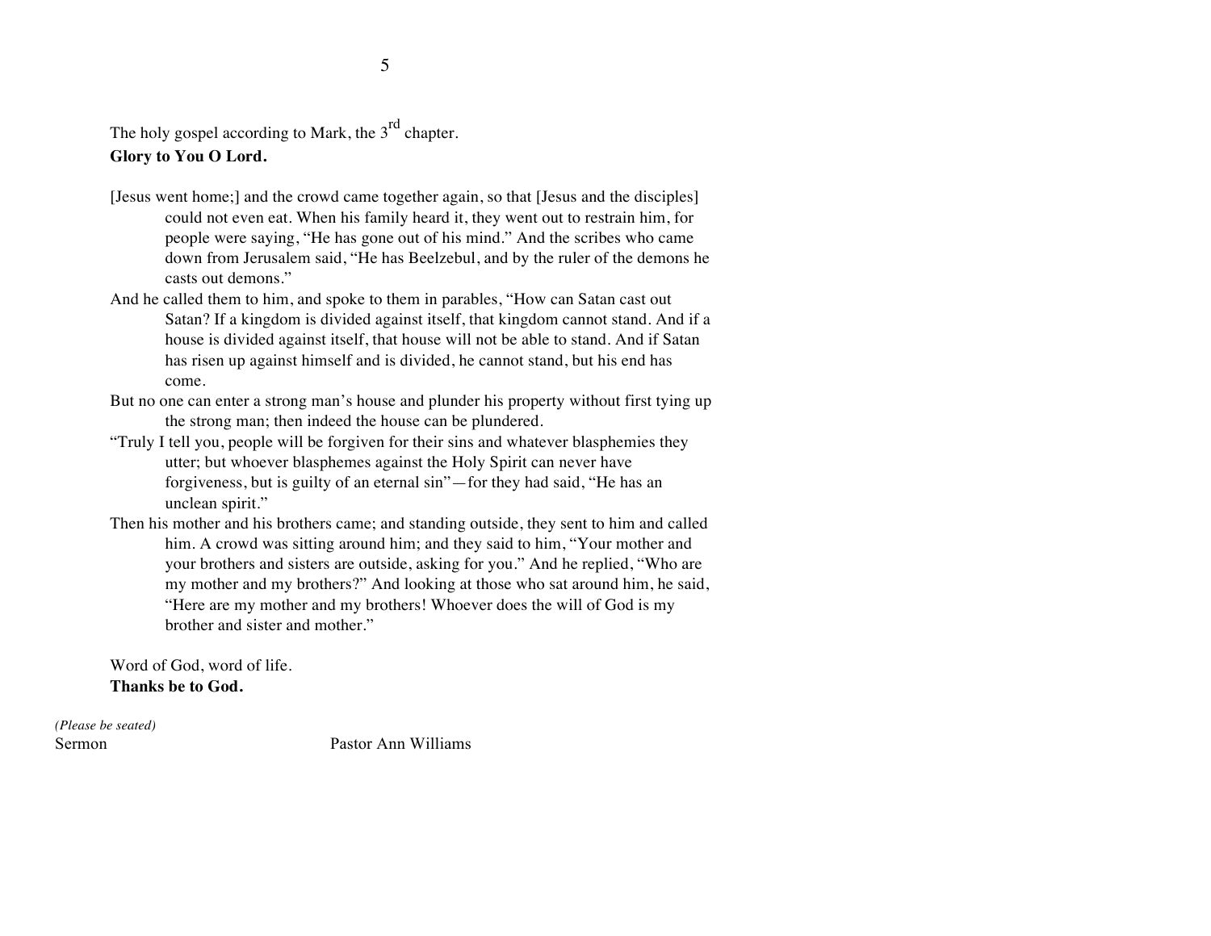The holy gospel according to Mark, the 3rd chapter.
**Glory to You O Lord.**

[Jesus went home;] and the crowd came together again, so that [Jesus and the disciples] could not even eat. When his family heard it, they went out to restrain him, for people were saying, "He has gone out of his mind." And the scribes who came down from Jerusalem said, "He has Beelzebul, and by the ruler of the demons he casts out demons."

And he called them to him, and spoke to them in parables, "How can Satan cast out Satan? If a kingdom is divided against itself, that kingdom cannot stand. And if a house is divided against itself, that house will not be able to stand. And if Satan has risen up against himself and is divided, he cannot stand, but his end has come.

But no one can enter a strong man's house and plunder his property without first tying up the strong man; then indeed the house can be plundered.

"Truly I tell you, people will be forgiven for their sins and whatever blasphemies they utter; but whoever blasphemes against the Holy Spirit can never have forgiveness, but is guilty of an eternal sin"—for they had said, "He has an unclean spirit."

Then his mother and his brothers came; and standing outside, they sent to him and called him. A crowd was sitting around him; and they said to him, "Your mother and your brothers and sisters are outside, asking for you." And he replied, "Who are my mother and my brothers?" And looking at those who sat around him, he said, "Here are my mother and my brothers! Whoever does the will of God is my brother and sister and mother."

Word of God, word of life.
**Thanks be to God.**

*(Please be seated)*
Sermon Pastor Ann Williams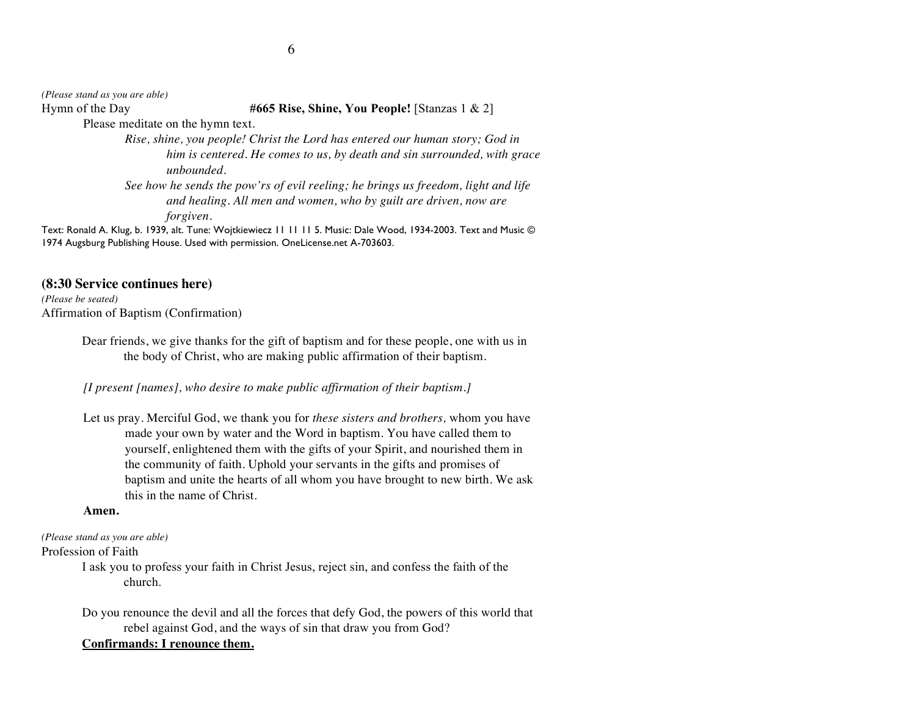*(Please stand as you are able)*

Hymn of the Day **#665 Rise, Shine, You People!** [Stanzas 1 & 2]

Please meditate on the hymn text.

*Rise, shine, you people! Christ the Lord has entered our human story; God in him is centered. He comes to us, by death and sin surrounded, with grace unbounded.*

*See how he sends the pow'rs of evil reeling; he brings us freedom, light and life and healing. All men and women, who by guilt are driven, now are forgiven.*

Text: Ronald A. Klug, b. 1939, alt. Tune: Wojtkiewiecz 11 11 11 5. Music: Dale Wood, 1934-2003. Text and Music © 1974 Augsburg Publishing House. Used with permission. OneLicense.net A-703603.

**(8:30 Service continues here)**

*(Please be seated)*

Affirmation of Baptism (Confirmation)

Dear friends, we give thanks for the gift of baptism and for these people, one with us in the body of Christ, who are making public affirmation of their baptism.

*[I present [names], who desire to make public affirmation of their baptism.]*

Let us pray. Merciful God, we thank you for *these sisters and brothers,* whom you have made your own by water and the Word in baptism. You have called them to yourself, enlightened them with the gifts of your Spirit, and nourished them in the community of faith. Uphold your servants in the gifts and promises of baptism and unite the hearts of all whom you have brought to new birth. We ask this in the name of Christ.

**Amen.**

*(Please stand as you are able)*

Profession of Faith

I ask you to profess your faith in Christ Jesus, reject sin, and confess the faith of the church.

Do you renounce the devil and all the forces that defy God, the powers of this world that rebel against God, and the ways of sin that draw you from God?

<u>**Confirmands: I renounce them.**</u>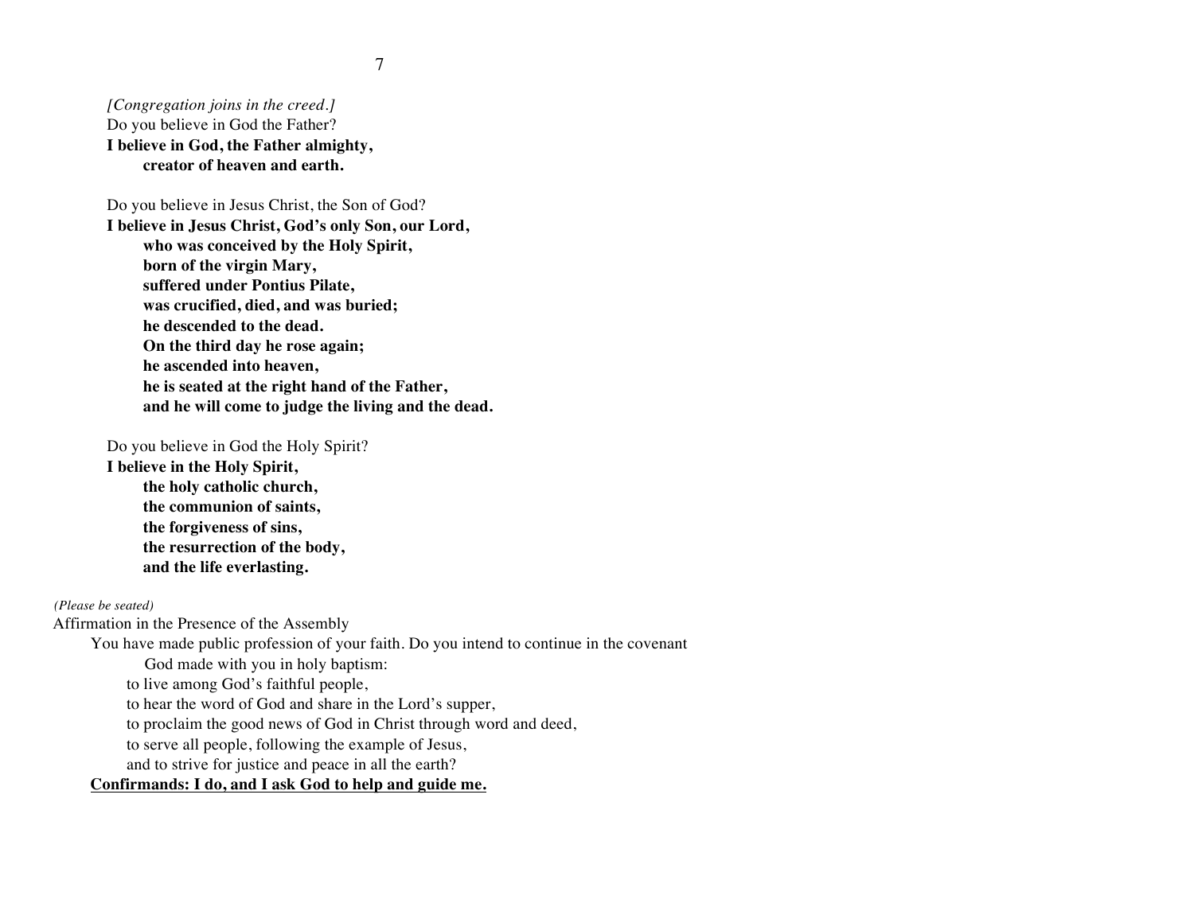*[Congregation joins in the creed.]*

Do you believe in God the Father?

**I believe in God, the Father almighty,**
**creator of heaven and earth.**

Do you believe in Jesus Christ, the Son of God?

**I believe in Jesus Christ, God's only Son, our Lord,**
**who was conceived by the Holy Spirit,**
**born of the virgin Mary,**
**suffered under Pontius Pilate,**
**was crucified, died, and was buried;**
**he descended to the dead.**
**On the third day he rose again;**
**he ascended into heaven,**
**he is seated at the right hand of the Father,**
**and he will come to judge the living and the dead.**

Do you believe in God the Holy Spirit?

**I believe in the Holy Spirit,**
**the holy catholic church,**
**the communion of saints,**
**the forgiveness of sins,**
**the resurrection of the body,**
**and the life everlasting.**

*(Please be seated)*

Affirmation in the Presence of the Assembly

You have made public profession of your faith. Do you intend to continue in the covenant God made with you in holy baptism:
to live among God's faithful people,
to hear the word of God and share in the Lord's supper,
to proclaim the good news of God in Christ through word and deed,
to serve all people, following the example of Jesus,
and to strive for justice and peace in all the earth?

**Confirmands: I do, and I ask God to help and guide me.**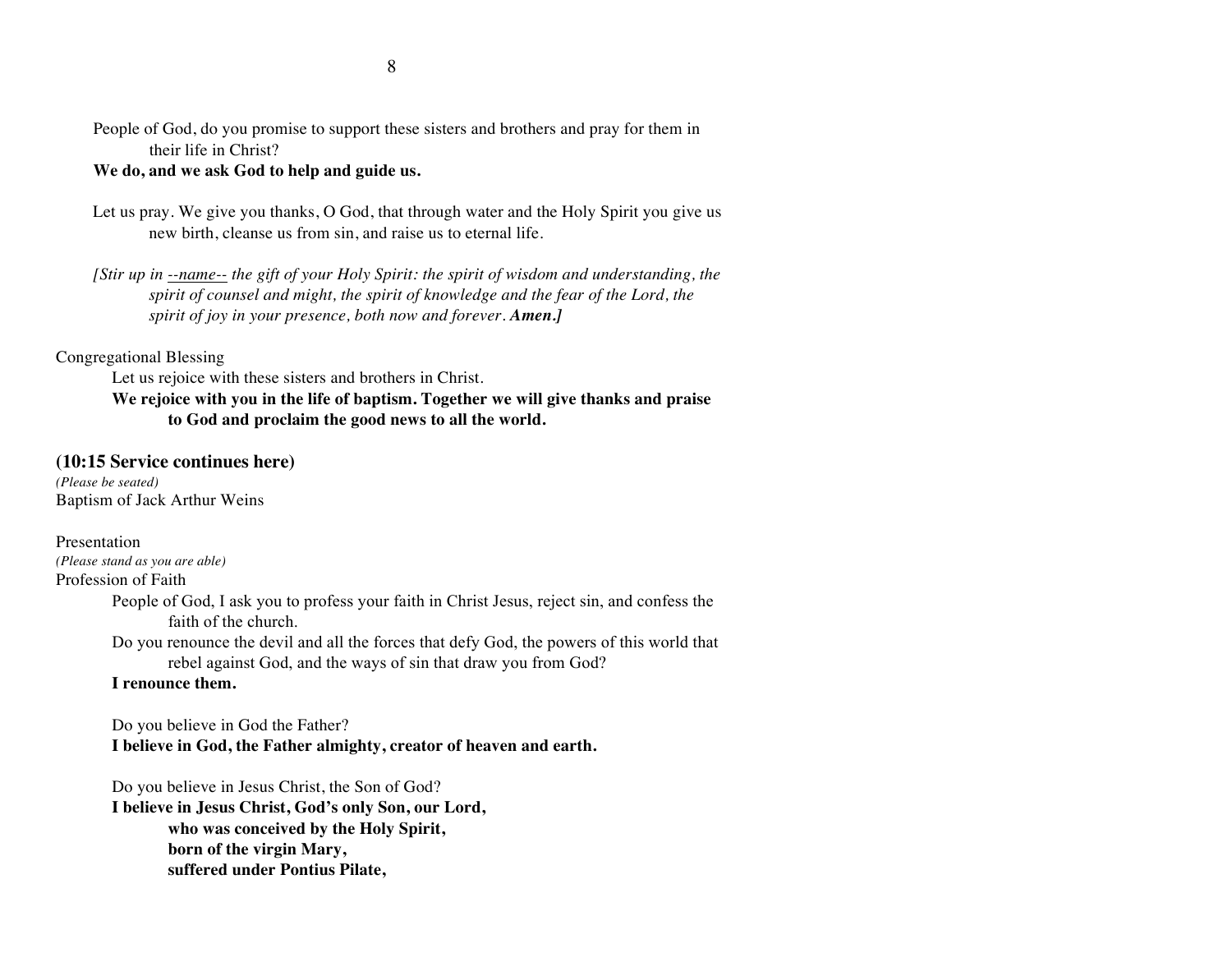People of God, do you promise to support these sisters and brothers and pray for them in their life in Christ?
**We do, and we ask God to help and guide us.**

Let us pray. We give you thanks, O God, that through water and the Holy Spirit you give us new birth, cleanse us from sin, and raise us to eternal life.

*[Stir up in --name-- the gift of your Holy Spirit: the spirit of wisdom and understanding, the spirit of counsel and might, the spirit of knowledge and the fear of the Lord, the spirit of joy in your presence, both now and forever. **Amen.]***

Congregational Blessing

Let us rejoice with these sisters and brothers in Christ.
**We rejoice with you in the life of baptism. Together we will give thanks and praise to God and proclaim the good news to all the world.**

**(10:15 Service continues here)**

*(Please be seated)*

Baptism of Jack Arthur Weins

Presentation

*(Please stand as you are able)*

Profession of Faith

People of God, I ask you to profess your faith in Christ Jesus, reject sin, and confess the faith of the church.

Do you renounce the devil and all the forces that defy God, the powers of this world that rebel against God, and the ways of sin that draw you from God?
**I renounce them.**

Do you believe in God the Father?
**I believe in God, the Father almighty, creator of heaven and earth.**

Do you believe in Jesus Christ, the Son of God?
**I believe in Jesus Christ, God's only Son, our Lord,**
**who was conceived by the Holy Spirit,**
**born of the virgin Mary,**
**suffered under Pontius Pilate,**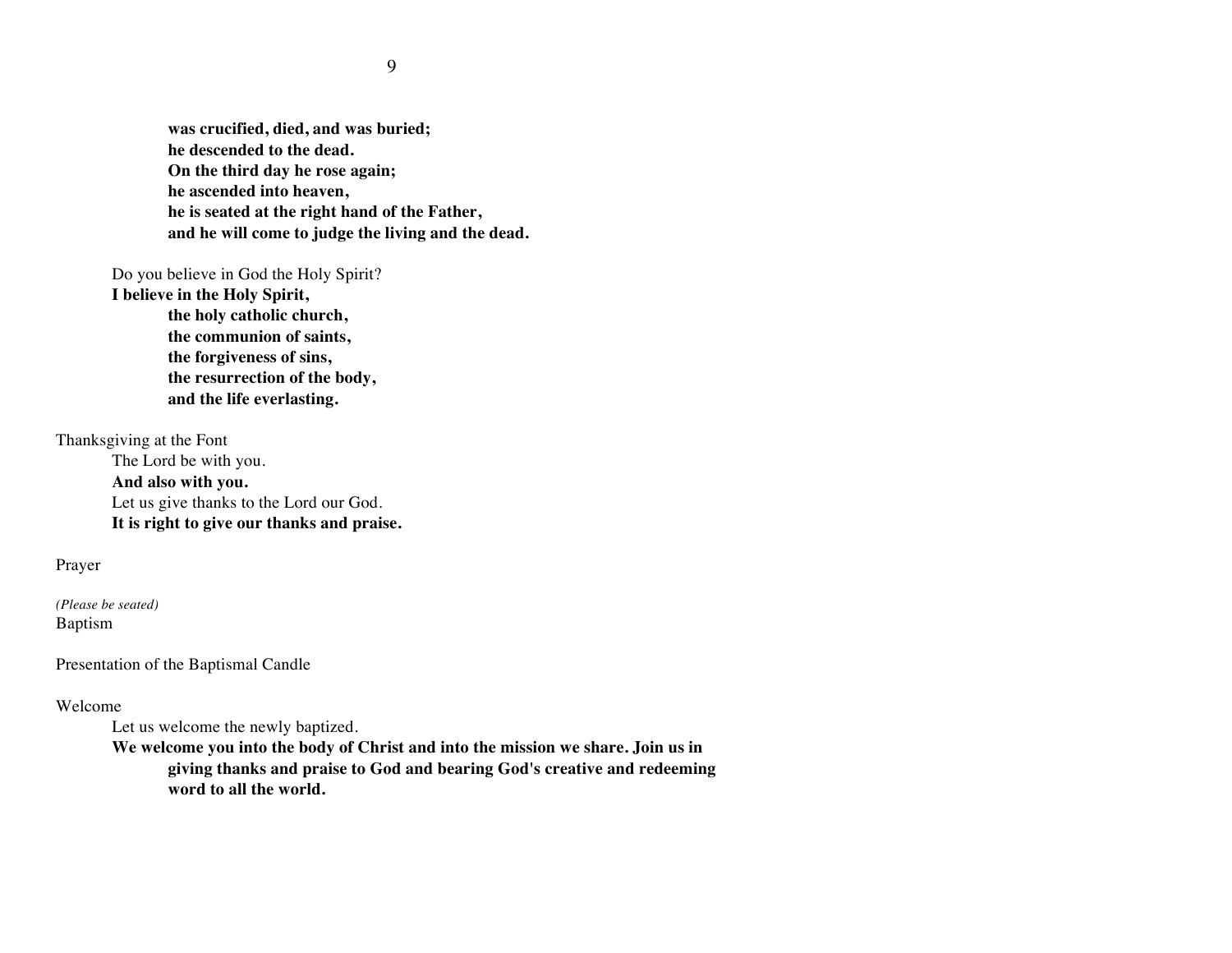**was crucified, died, and was buried;**
**he descended to the dead.**
**On the third day he rose again;**
**he ascended into heaven,**
**he is seated at the right hand of the Father,**
**and he will come to judge the living and the dead.**

Do you believe in God the Holy Spirit?
**I believe in the Holy Spirit,**
**the holy catholic church,**
**the communion of saints,**
**the forgiveness of sins,**
**the resurrection of the body,**
**and the life everlasting.**

Thanksgiving at the Font

The Lord be with you.
**And also with you.**
Let us give thanks to the Lord our God.
**It is right to give our thanks and praise.**

Prayer

*(Please be seated)*
Baptism

Presentation of the Baptismal Candle

Welcome

Let us welcome the newly baptized.
**We welcome you into the body of Christ and into the mission we share. Join us in giving thanks and praise to God and bearing God's creative and redeeming word to all the world.**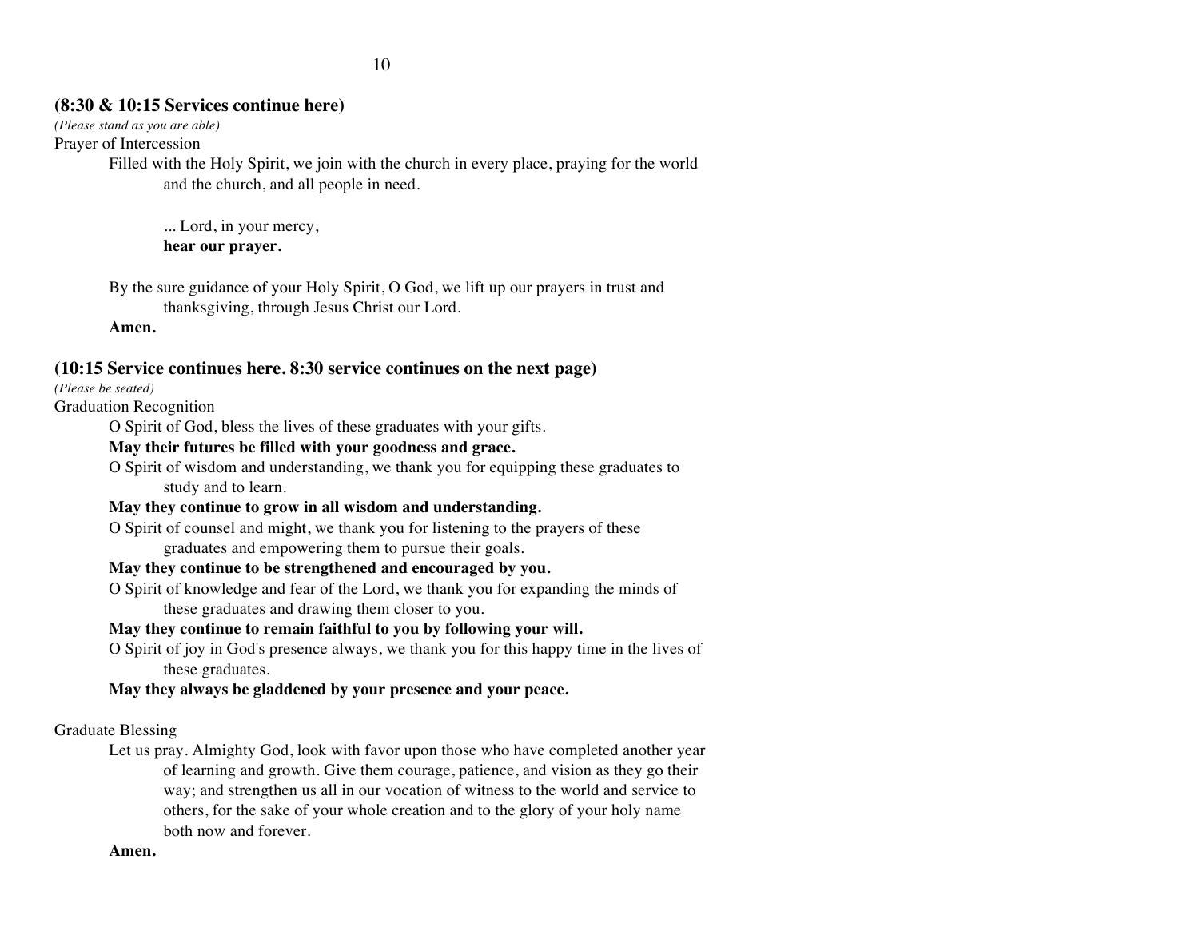**(8:30 & 10:15 Services continue here)**

*(Please stand as you are able)*

Prayer of Intercession

Filled with the Holy Spirit, we join with the church in every place, praying for the world and the church, and all people in need.

... Lord, in your mercy,
**hear our prayer.**

By the sure guidance of your Holy Spirit, O God, we lift up our prayers in trust and thanksgiving, through Jesus Christ our Lord.

**Amen.**

**(10:15 Service continues here. 8:30 service continues on the next page)**

*(Please be seated)*

Graduation Recognition

O Spirit of God, bless the lives of these graduates with your gifts.

**May their futures be filled with your goodness and grace.**

O Spirit of wisdom and understanding, we thank you for equipping these graduates to study and to learn.

**May they continue to grow in all wisdom and understanding.**

O Spirit of counsel and might, we thank you for listening to the prayers of these graduates and empowering them to pursue their goals.

**May they continue to be strengthened and encouraged by you.**

O Spirit of knowledge and fear of the Lord, we thank you for expanding the minds of these graduates and drawing them closer to you.

**May they continue to remain faithful to you by following your will.**

O Spirit of joy in God's presence always, we thank you for this happy time in the lives of these graduates.

**May they always be gladdened by your presence and your peace.**

Graduate Blessing

Let us pray. Almighty God, look with favor upon those who have completed another year of learning and growth. Give them courage, patience, and vision as they go their way; and strengthen us all in our vocation of witness to the world and service to others, for the sake of your whole creation and to the glory of your holy name both now and forever.

**Amen.**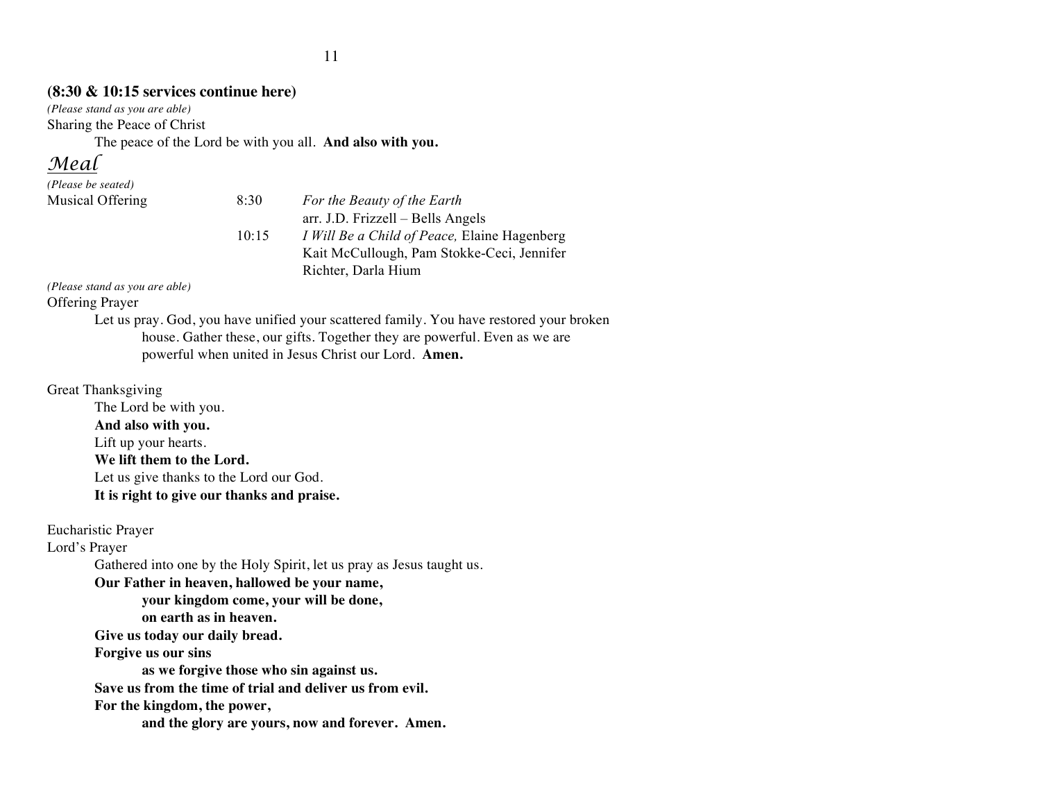**(8:30 & 10:15 services continue here)**

*(Please stand as you are able)*

Sharing the Peace of Christ

The peace of the Lord be with you all. **And also with you.**

## *Meal*

*(Please be seated)*

| Musical Offering | 8:30 | *For the Beauty of the Earth* arr. J.D. Frizzell – Bells Angels |
|---|---|---|
| | 10:15 | *I Will Be a Child of Peace,* Elaine Hagenberg Kait McCullough, Pam Stokke-Ceci, Jennifer Richter, Darla Hium |

*(Please stand as you are able)*

Offering Prayer

Let us pray. God, you have unified your scattered family. You have restored your broken house. Gather these, our gifts. Together they are powerful. Even as we are powerful when united in Jesus Christ our Lord. **Amen.**

Great Thanksgiving

The Lord be with you.
**And also with you.**
Lift up your hearts.
**We lift them to the Lord.**
Let us give thanks to the Lord our God.
**It is right to give our thanks and praise.**

Eucharistic Prayer

Lord's Prayer

Gathered into one by the Holy Spirit, let us pray as Jesus taught us.

**Our Father in heaven, hallowed be your name,**
**your kingdom come, your will be done,**
**on earth as in heaven.**
**Give us today our daily bread.**
**Forgive us our sins**
**as we forgive those who sin against us.**
**Save us from the time of trial and deliver us from evil.**
**For the kingdom, the power,**
**and the glory are yours, now and forever. Amen.**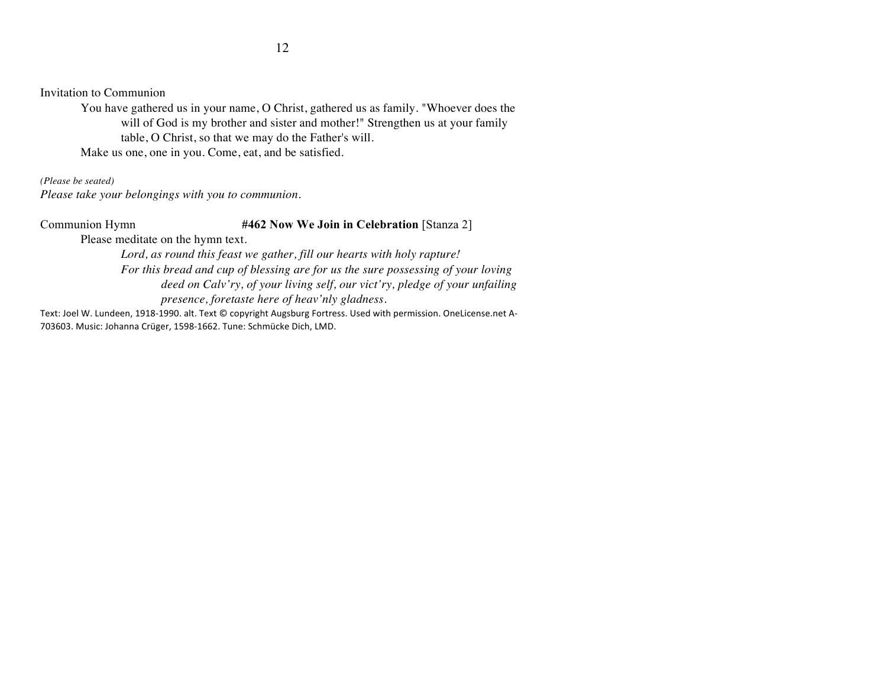Invitation to Communion

You have gathered us in your name, O Christ, gathered us as family. "Whoever does the will of God is my brother and sister and mother!" Strengthen us at your family table, O Christ, so that we may do the Father's will.

Make us one, one in you. Come, eat, and be satisfied.

*(Please be seated)*

*Please take your belongings with you to communion.*

Communion Hymn **#462 Now We Join in Celebration** [Stanza 2]

Please meditate on the hymn text.

*Lord, as round this feast we gather, fill our hearts with holy rapture!*
*For this bread and cup of blessing are for us the sure possessing of your loving deed on Calv'ry, of your living self, our vict'ry, pledge of your unfailing presence, foretaste here of heav'nly gladness.*

Text: Joel W. Lundeen, 1918-1990. alt. Text © copyright Augsburg Fortress. Used with permission. OneLicense.net A-703603. Music: Johanna Crüger, 1598-1662. Tune: Schmücke Dich, LMD.